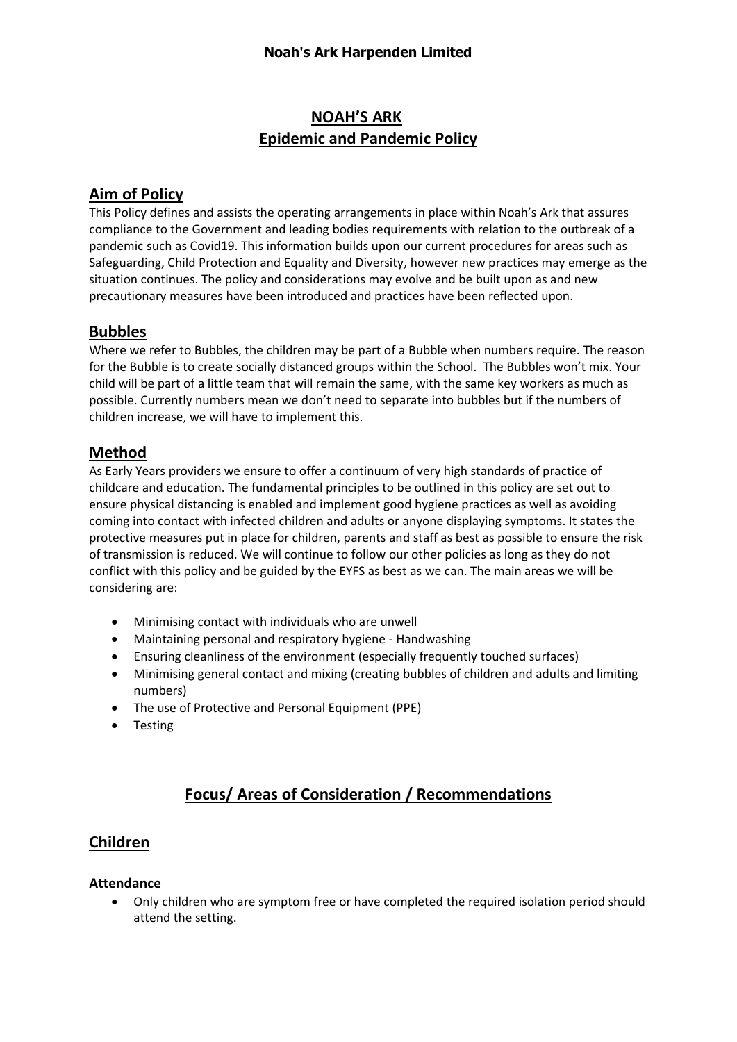**Noah's Ark Harpenden Limited**

# NOAH'S ARK
# Epidemic and Pandemic Policy

## Aim of Policy

This Policy defines and assists the operating arrangements in place within Noah's Ark that assures compliance to the Government and leading bodies requirements with relation to the outbreak of a pandemic such as Covid19. This information builds upon our current procedures for areas such as Safeguarding, Child Protection and Equality and Diversity, however new practices may emerge as the situation continues. The policy and considerations may evolve and be built upon as and new precautionary measures have been introduced and practices have been reflected upon.

## Bubbles

Where we refer to Bubbles, the children may be part of a Bubble when numbers require. The reason for the Bubble is to create socially distanced groups within the School. The Bubbles won't mix. Your child will be part of a little team that will remain the same, with the same key workers as much as possible. Currently numbers mean we don't need to separate into bubbles but if the numbers of children increase, we will have to implement this.

## Method

As Early Years providers we ensure to offer a continuum of very high standards of practice of childcare and education. The fundamental principles to be outlined in this policy are set out to ensure physical distancing is enabled and implement good hygiene practices as well as avoiding coming into contact with infected children and adults or anyone displaying symptoms. It states the protective measures put in place for children, parents and staff as best as possible to ensure the risk of transmission is reduced. We will continue to follow our other policies as long as they do not conflict with this policy and be guided by the EYFS as best as we can. The main areas we will be considering are:

- Minimising contact with individuals who are unwell
- Maintaining personal and respiratory hygiene - Handwashing
- Ensuring cleanliness of the environment (especially frequently touched surfaces)
- Minimising general contact and mixing (creating bubbles of children and adults and limiting numbers)
- The use of Protective and Personal Equipment (PPE)
- Testing

## Focus/ Areas of Consideration / Recommendations

## Children

### Attendance

- Only children who are symptom free or have completed the required isolation period should attend the setting.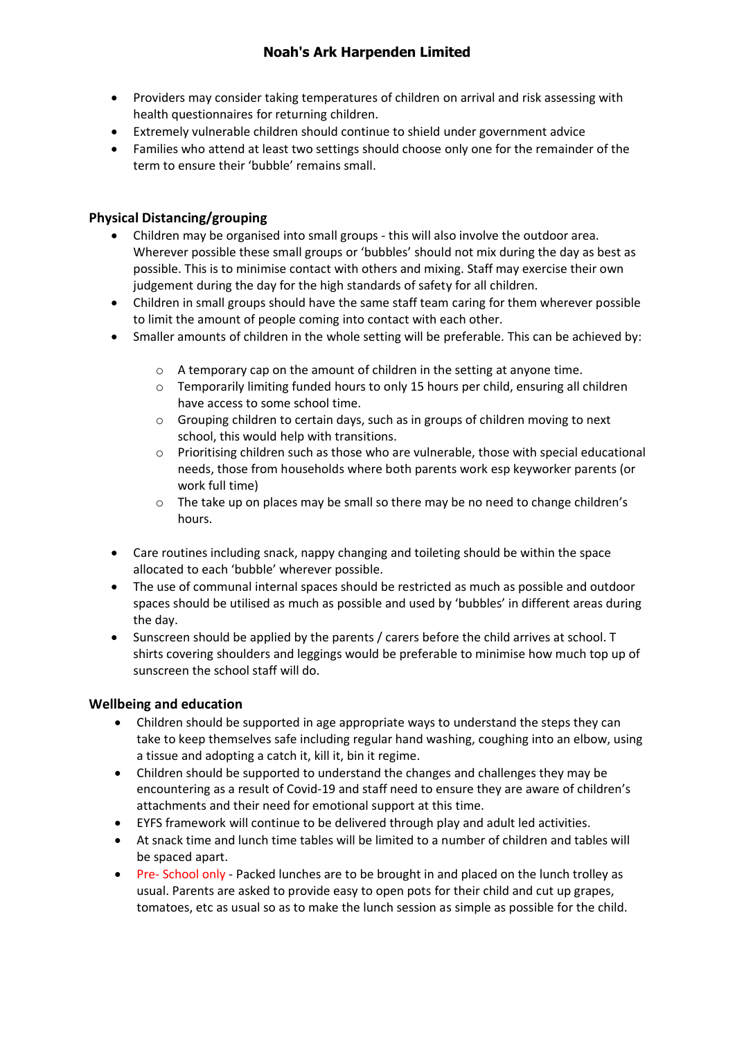- Providers may consider taking temperatures of children on arrival and risk assessing with health questionnaires for returning children.
- Extremely vulnerable children should continue to shield under government advice
- Families who attend at least two settings should choose only one for the remainder of the term to ensure their 'bubble' remains small.

### Physical Distancing/grouping

- Children may be organised into small groups - this will also involve the outdoor area. Wherever possible these small groups or 'bubbles' should not mix during the day as best as possible. This is to minimise contact with others and mixing. Staff may exercise their own judgement during the day for the high standards of safety for all children.
- Children in small groups should have the same staff team caring for them wherever possible to limit the amount of people coming into contact with each other.
- Smaller amounts of children in the whole setting will be preferable. This can be achieved by:
    - A temporary cap on the amount of children in the setting at anyone time.
    - Temporarily limiting funded hours to only 15 hours per child, ensuring all children have access to some school time.
    - Grouping children to certain days, such as in groups of children moving to next school, this would help with transitions.
    - Prioritising children such as those who are vulnerable, those with special educational needs, those from households where both parents work esp keyworker parents (or work full time)
    - The take up on places may be small so there may be no need to change children's hours.
- Care routines including snack, nappy changing and toileting should be within the space allocated to each 'bubble' wherever possible.
- The use of communal internal spaces should be restricted as much as possible and outdoor spaces should be utilised as much as possible and used by 'bubbles' in different areas during the day.
- Sunscreen should be applied by the parents / carers before the child arrives at school. T shirts covering shoulders and leggings would be preferable to minimise how much top up of sunscreen the school staff will do.

### Wellbeing and education

- Children should be supported in age appropriate ways to understand the steps they can take to keep themselves safe including regular hand washing, coughing into an elbow, using a tissue and adopting a catch it, kill it, bin it regime.
- Children should be supported to understand the changes and challenges they may be encountering as a result of Covid-19 and staff need to ensure they are aware of children's attachments and their need for emotional support at this time.
- EYFS framework will continue to be delivered through play and adult led activities.
- At snack time and lunch time tables will be limited to a number of children and tables will be spaced apart.
- Pre- School only - Packed lunches are to be brought in and placed on the lunch trolley as usual. Parents are asked to provide easy to open pots for their child and cut up grapes, tomatoes, etc as usual so as to make the lunch session as simple as possible for the child.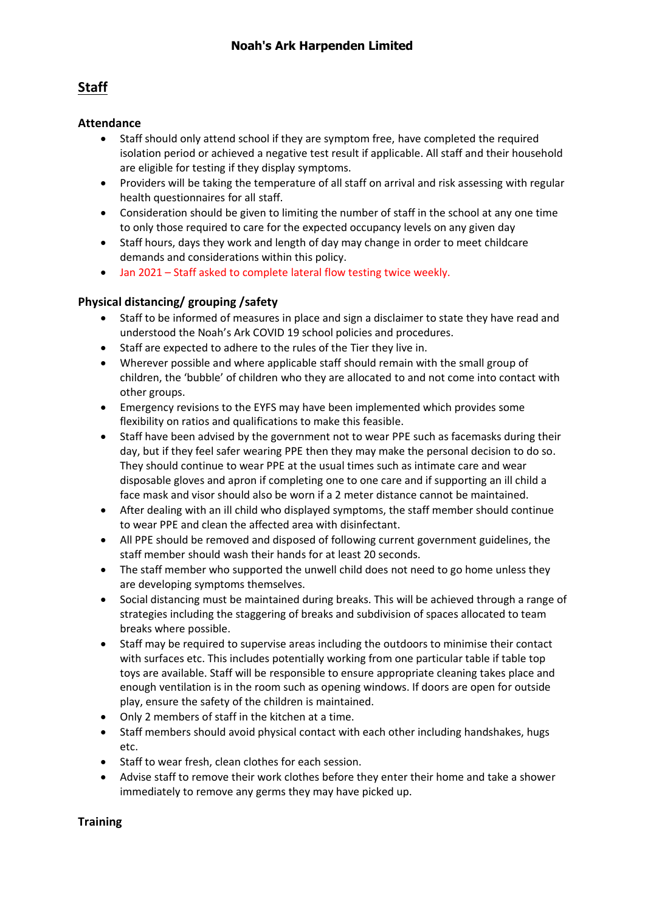## Staff

### Attendance

- Staff should only attend school if they are symptom free, have completed the required isolation period or achieved a negative test result if applicable. All staff and their household are eligible for testing if they display symptoms.
- Providers will be taking the temperature of all staff on arrival and risk assessing with regular health questionnaires for all staff.
- Consideration should be given to limiting the number of staff in the school at any one time to only those required to care for the expected occupancy levels on any given day
- Staff hours, days they work and length of day may change in order to meet childcare demands and considerations within this policy.
- Jan 2021 – Staff asked to complete lateral flow testing twice weekly.

### Physical distancing/ grouping /safety

- Staff to be informed of measures in place and sign a disclaimer to state they have read and understood the Noah's Ark COVID 19 school policies and procedures.
- Staff are expected to adhere to the rules of the Tier they live in.
- Wherever possible and where applicable staff should remain with the small group of children, the 'bubble' of children who they are allocated to and not come into contact with other groups.
- Emergency revisions to the EYFS may have been implemented which provides some flexibility on ratios and qualifications to make this feasible.
- Staff have been advised by the government not to wear PPE such as facemasks during their day, but if they feel safer wearing PPE then they may make the personal decision to do so. They should continue to wear PPE at the usual times such as intimate care and wear disposable gloves and apron if completing one to one care and if supporting an ill child a face mask and visor should also be worn if a 2 meter distance cannot be maintained.
- After dealing with an ill child who displayed symptoms, the staff member should continue to wear PPE and clean the affected area with disinfectant.
- All PPE should be removed and disposed of following current government guidelines, the staff member should wash their hands for at least 20 seconds.
- The staff member who supported the unwell child does not need to go home unless they are developing symptoms themselves.
- Social distancing must be maintained during breaks. This will be achieved through a range of strategies including the staggering of breaks and subdivision of spaces allocated to team breaks where possible.
- Staff may be required to supervise areas including the outdoors to minimise their contact with surfaces etc. This includes potentially working from one particular table if table top toys are available. Staff will be responsible to ensure appropriate cleaning takes place and enough ventilation is in the room such as opening windows. If doors are open for outside play, ensure the safety of the children is maintained.
- Only 2 members of staff in the kitchen at a time.
- Staff members should avoid physical contact with each other including handshakes, hugs etc.
- Staff to wear fresh, clean clothes for each session.
- Advise staff to remove their work clothes before they enter their home and take a shower immediately to remove any germs they may have picked up.

### Training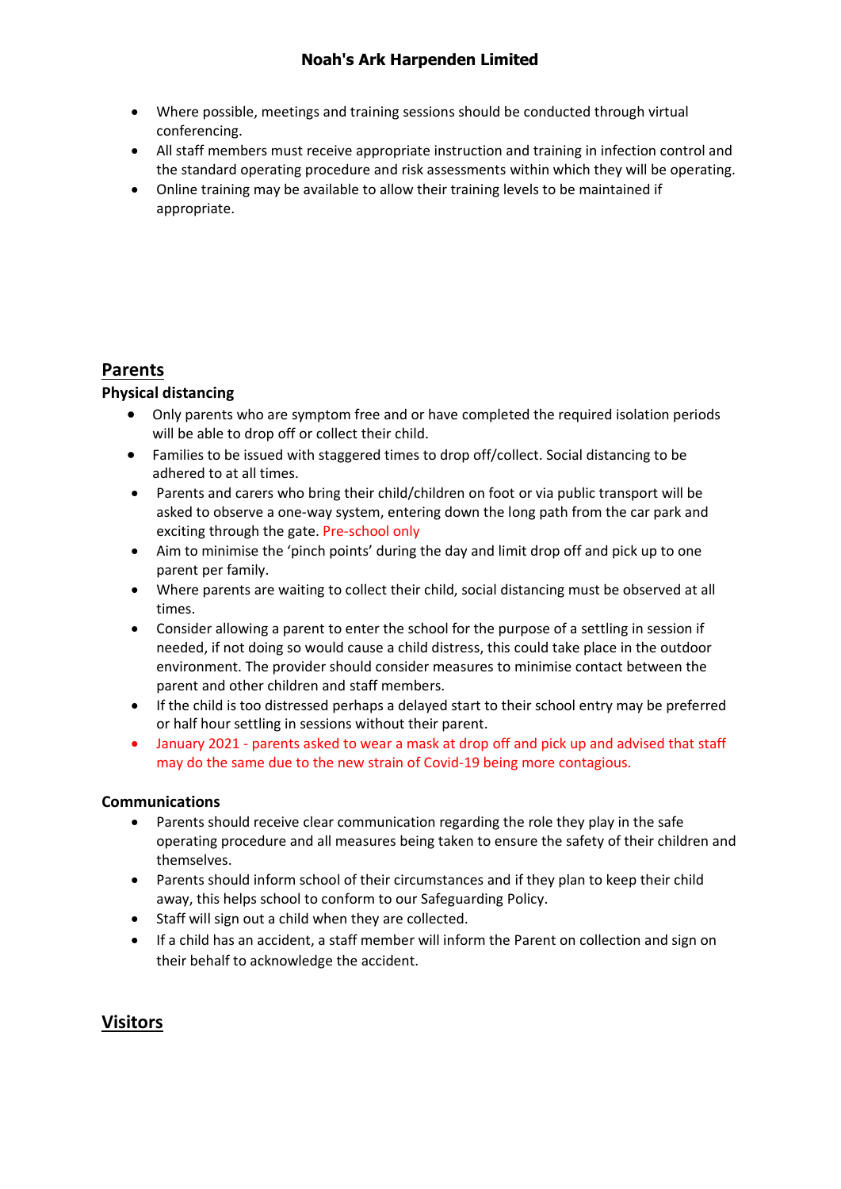- Where possible, meetings and training sessions should be conducted through virtual conferencing.
- All staff members must receive appropriate instruction and training in infection control and the standard operating procedure and risk assessments within which they will be operating.
- Online training may be available to allow their training levels to be maintained if appropriate.

## Parents

### Physical distancing

- Only parents who are symptom free and or have completed the required isolation periods will be able to drop off or collect their child.
- Families to be issued with staggered times to drop off/collect. Social distancing to be adhered to at all times.
- Parents and carers who bring their child/children on foot or via public transport will be asked to observe a one-way system, entering down the long path from the car park and exciting through the gate. Pre-school only
- Aim to minimise the 'pinch points' during the day and limit drop off and pick up to one parent per family.
- Where parents are waiting to collect their child, social distancing must be observed at all times.
- Consider allowing a parent to enter the school for the purpose of a settling in session if needed, if not doing so would cause a child distress, this could take place in the outdoor environment. The provider should consider measures to minimise contact between the parent and other children and staff members.
- If the child is too distressed perhaps a delayed start to their school entry may be preferred or half hour settling in sessions without their parent.
- January 2021 - parents asked to wear a mask at drop off and pick up and advised that staff may do the same due to the new strain of Covid-19 being more contagious.

### Communications

- Parents should receive clear communication regarding the role they play in the safe operating procedure and all measures being taken to ensure the safety of their children and themselves.
- Parents should inform school of their circumstances and if they plan to keep their child away, this helps school to conform to our Safeguarding Policy.
- Staff will sign out a child when they are collected.
- If a child has an accident, a staff member will inform the Parent on collection and sign on their behalf to acknowledge the accident.

## Visitors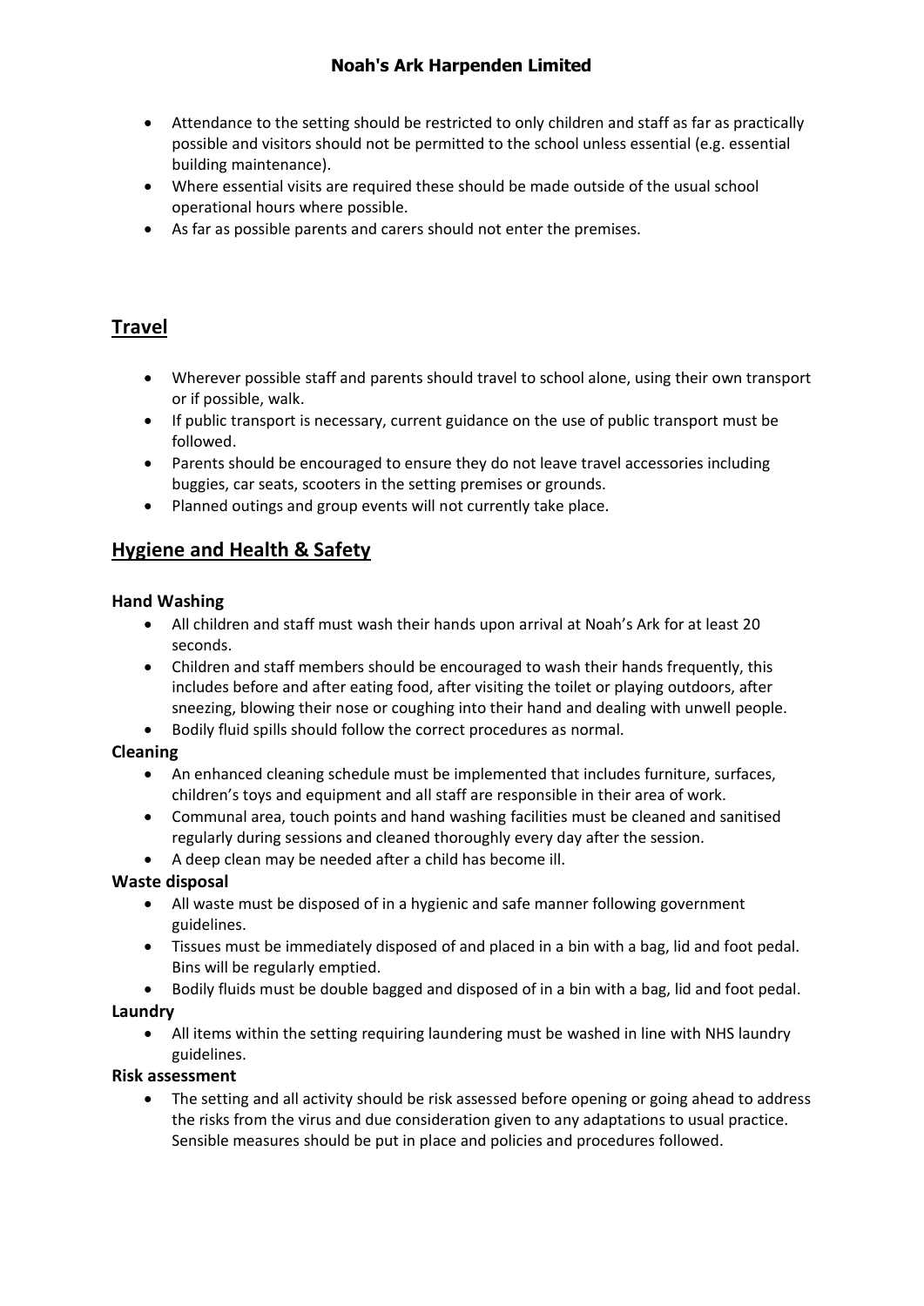- Attendance to the setting should be restricted to only children and staff as far as practically possible and visitors should not be permitted to the school unless essential (e.g. essential building maintenance).
- Where essential visits are required these should be made outside of the usual school operational hours where possible.
- As far as possible parents and carers should not enter the premises.

## Travel

- Wherever possible staff and parents should travel to school alone, using their own transport or if possible, walk.
- If public transport is necessary, current guidance on the use of public transport must be followed.
- Parents should be encouraged to ensure they do not leave travel accessories including buggies, car seats, scooters in the setting premises or grounds.
- Planned outings and group events will not currently take place.

## Hygiene and Health & Safety

### Hand Washing

- All children and staff must wash their hands upon arrival at Noah's Ark for at least 20 seconds.
- Children and staff members should be encouraged to wash their hands frequently, this includes before and after eating food, after visiting the toilet or playing outdoors, after sneezing, blowing their nose or coughing into their hand and dealing with unwell people.
- Bodily fluid spills should follow the correct procedures as normal.

### Cleaning

- An enhanced cleaning schedule must be implemented that includes furniture, surfaces, children's toys and equipment and all staff are responsible in their area of work.
- Communal area, touch points and hand washing facilities must be cleaned and sanitised regularly during sessions and cleaned thoroughly every day after the session.
- A deep clean may be needed after a child has become ill.

### Waste disposal

- All waste must be disposed of in a hygienic and safe manner following government guidelines.
- Tissues must be immediately disposed of and placed in a bin with a bag, lid and foot pedal. Bins will be regularly emptied.
- Bodily fluids must be double bagged and disposed of in a bin with a bag, lid and foot pedal.

### Laundry

- All items within the setting requiring laundering must be washed in line with NHS laundry guidelines.

### Risk assessment

- The setting and all activity should be risk assessed before opening or going ahead to address the risks from the virus and due consideration given to any adaptations to usual practice. Sensible measures should be put in place and policies and procedures followed.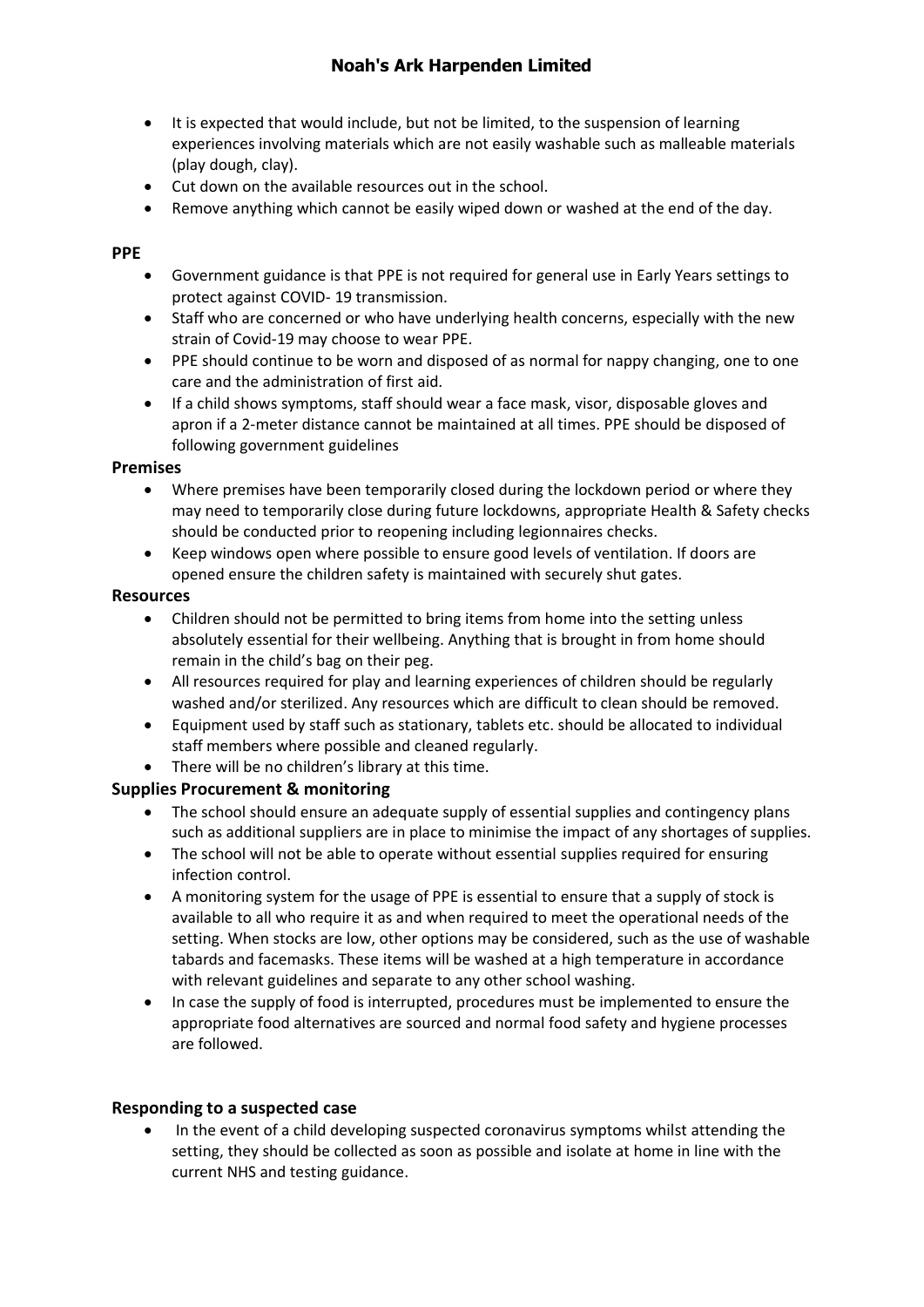- It is expected that would include, but not be limited, to the suspension of learning experiences involving materials which are not easily washable such as malleable materials (play dough, clay).
- Cut down on the available resources out in the school.
- Remove anything which cannot be easily wiped down or washed at the end of the day.

**PPE**

- Government guidance is that PPE is not required for general use in Early Years settings to protect against COVID- 19 transmission.
- Staff who are concerned or who have underlying health concerns, especially with the new strain of Covid-19 may choose to wear PPE.
- PPE should continue to be worn and disposed of as normal for nappy changing, one to one care and the administration of first aid.
- If a child shows symptoms, staff should wear a face mask, visor, disposable gloves and apron if a 2-meter distance cannot be maintained at all times. PPE should be disposed of following government guidelines

**Premises**

- Where premises have been temporarily closed during the lockdown period or where they may need to temporarily close during future lockdowns, appropriate Health & Safety checks should be conducted prior to reopening including legionnaires checks.
- Keep windows open where possible to ensure good levels of ventilation. If doors are opened ensure the children safety is maintained with securely shut gates.

**Resources**

- Children should not be permitted to bring items from home into the setting unless absolutely essential for their wellbeing. Anything that is brought in from home should remain in the child's bag on their peg.
- All resources required for play and learning experiences of children should be regularly washed and/or sterilized. Any resources which are difficult to clean should be removed.
- Equipment used by staff such as stationary, tablets etc. should be allocated to individual staff members where possible and cleaned regularly.
- There will be no children's library at this time.

**Supplies Procurement & monitoring**

- The school should ensure an adequate supply of essential supplies and contingency plans such as additional suppliers are in place to minimise the impact of any shortages of supplies.
- The school will not be able to operate without essential supplies required for ensuring infection control.
- A monitoring system for the usage of PPE is essential to ensure that a supply of stock is available to all who require it as and when required to meet the operational needs of the setting. When stocks are low, other options may be considered, such as the use of washable tabards and facemasks. These items will be washed at a high temperature in accordance with relevant guidelines and separate to any other school washing.
- In case the supply of food is interrupted, procedures must be implemented to ensure the appropriate food alternatives are sourced and normal food safety and hygiene processes are followed.

**Responding to a suspected case**

- In the event of a child developing suspected coronavirus symptoms whilst attending the setting, they should be collected as soon as possible and isolate at home in line with the current NHS and testing guidance.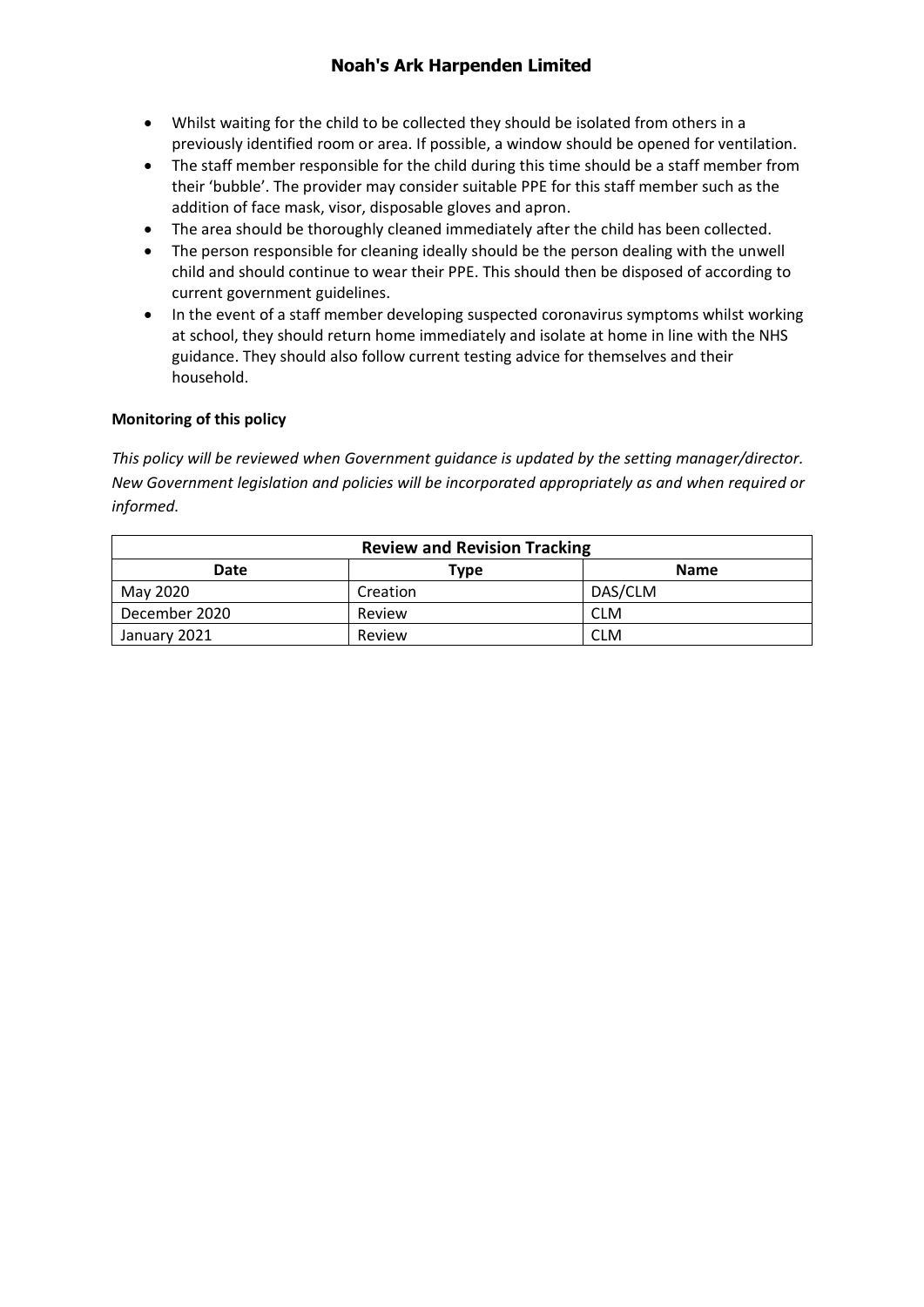- Whilst waiting for the child to be collected they should be isolated from others in a previously identified room or area. If possible, a window should be opened for ventilation.
- The staff member responsible for the child during this time should be a staff member from their 'bubble'. The provider may consider suitable PPE for this staff member such as the addition of face mask, visor, disposable gloves and apron.
- The area should be thoroughly cleaned immediately after the child has been collected.
- The person responsible for cleaning ideally should be the person dealing with the unwell child and should continue to wear their PPE. This should then be disposed of according to current government guidelines.
- In the event of a staff member developing suspected coronavirus symptoms whilst working at school, they should return home immediately and isolate at home in line with the NHS guidance. They should also follow current testing advice for themselves and their household.

**Monitoring of this policy**

*This policy will be reviewed when Government guidance is updated by the setting manager/director. New Government legislation and policies will be incorporated appropriately as and when required or informed.*

| Review and Revision Tracking | | |
|---|---|---|
| **Date** | **Type** | **Name** |
| May 2020 | Creation | DAS/CLM |
| December 2020 | Review | CLM |
| January 2021 | Review | CLM |